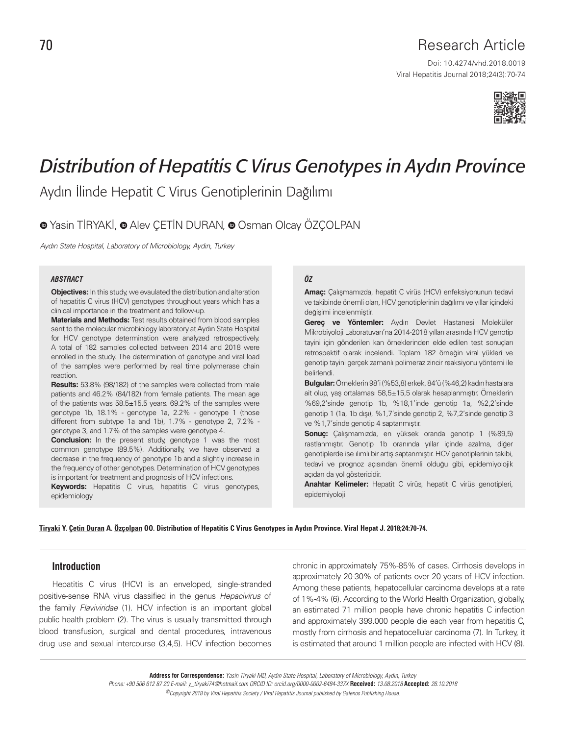Research Article

Doi: 10.4274/vhd.2018.0019

# *Distribution of Hepatitis C Virus Genotypes in Aydın Province*

## Aydın İlinde Hepatit C Virus Genotiplerinin Dağılımı

Yasin TİRYAKİ, Alev ÇETİN DURAN, Osman Olcay ÖZÇOLPAN

*Aydın State Hospital, Laboratory of Microbiology, Aydın, Turkey*

### ABSTRACT

**Objectives:** In this study, we evaulated the distribution and alteration of hepatitis C virus (HCV) genotypes throughout years which has a clinical importance in the treatment and follow-up.

**Materials and Methods:** Test results obtained from blood samples sent to the molecular microbiology laboratory at Aydın State Hospital for HCV genotype determination were analyzed retrospectively. A total of 182 samples collected between 2014 and 2018 were enrolled in the study. The determination of genotype and viral load of the samples were performed by real time polymerase chain reaction.

**Results:** 53.8% (98/182) of the samples were collected from male patients and 46.2% (84/182) from female patients. The mean age of the patients was 58.5±15.5 years. 69.2% of the samples were genotype 1b, 18.1% - genotype 1a, 2.2% - genotype 1 (those different from subtype 1a and 1b), 1.7% - genotype 2, 7.2% - genotype 3, and 1.7% of the samples were genotype 4.

**Conclusion:** In the present study, genotype 1 was the most common genotype (89.5%). Additionally, we have observed a decrease in the frequency of genotype 1b and a slightly increase in the frequency of other genotypes. Determination of HCV genotypes is important for treatment and prognosis of HCV infections.

**Keywords:** Hepatitis C virus, hepatitis C virus genotypes, epidemiology

### ÖZ

**Amaç:** Çalışmamızda, hepatit C virüs (HCV) enfeksiyonunun tedavi ve takibinde önemli olan, HCV genotiplerinin dağılımı ve yıllar içindeki değişimi incelenmiştir.

**Gereç ve Yöntemler:** Aydın Devlet Hastanesi Moleküler Mikrobiyoloji Laboratuvarı'na 2014-2018 yılları arasında HCV genotip tayini için gönderilen kan örneklerinden elde edilen test sonuçları retrospektif olarak incelendi. Toplam 182 örneğin viral yükleri ve genotip tayini gerçek zamanlı polimeraz zincir reaksiyonu yöntemi ile belirlendi.

**Bulgular:** Örneklerin 98'i (%53,8) erkek, 84'ü (%46,2) kadın hastalara ait olup, yaş ortalaması 58,5±15,5 olarak hesaplanmıştır. Örneklerin %69,2'sinde genotip 1b, %18,1'inde genotip 1a, %2,2'sinde genotip 1 (1a, 1b dışı), %1,7'sinde genotip 2, %7,2'sinde genotip 3 ve %1,7'sinde genotip 4 saptanmıştır.

**Sonuç:** Çalışmamızda, en yüksek oranda genotip 1 (%89,5) rastlanmıştır. Genotip 1b oranında yıllar içinde azalma, diğer genotiplerde ise ılımlı bir artış saptanmıştır. HCV genotiplerinin takibi, tedavi ve prognoz açısından önemli olduğu gibi, epidemiyolojik açıdan da yol göstericidir.

**Anahtar Kelimeler:** Hepatit C virüs, hepatit C virüs genotipleri, epidemiyoloji

**Tiryaki Y. Çetin Duran A. Özçolpan OO. Distribution of Hepatitis C Virus Genotypes in Aydın Province. Viral Hepat J. 2018;24:70-74.**

## Introduction

Hepatitis C virus (HCV) is an enveloped, single-stranded positive-sense RNA virus classified in the genus *Hepacivirus* of the family *Flaviviridae* (1). HCV infection is an important global public health problem (2). The virus is usually transmitted through blood transfusion, surgical and dental procedures, intravenous drug use and sexual intercourse (3,4,5). HCV infection becomes chronic in approximately 75%-85% of cases. Cirrhosis develops in approximately 20-30% of patients over 20 years of HCV infection. Among these patients, hepatocellular carcinoma develops at a rate of 1%-4% (6). According to the World Health Organization, globally, an estimated 71 million people have chronic hepatitis C infection and approximately 399.000 people die each year from hepatitis C, mostly from cirrhosis and hepatocellular carcinoma (7). In Turkey, it is estimated that around 1 million people are infected with HCV (8).

**Address for Correspondence:** *Yasin Tiryaki MD, Aydın State Hospital, Laboratory of Microbiology, Aydın, Turkey*
*Phone: +90 506 612 87 20 E-mail: y_tiryaki74@hotmail.com ORCID ID: orcid.org/0000-0002-6494-337X* **Received:** *13.08.2018* **Accepted:** *26.10.2018*
*©Copyright 2018 by Viral Hepatitis Society / Viral Hepatitis Journal published by Galenos Publishing House.*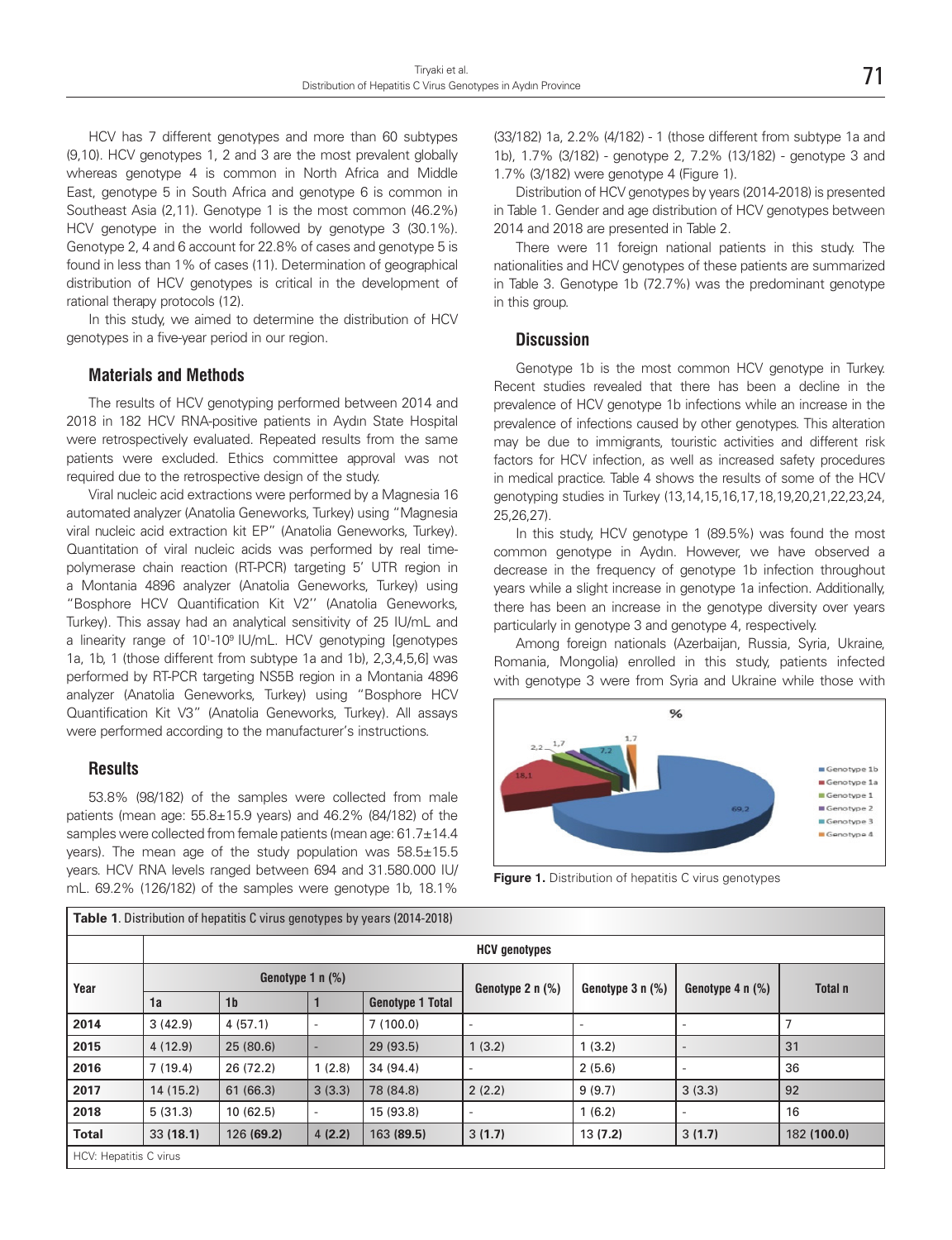HCV has 7 different genotypes and more than 60 subtypes (9,10). HCV genotypes 1, 2 and 3 are the most prevalent globally whereas genotype 4 is common in North Africa and Middle East, genotype 5 in South Africa and genotype 6 is common in Southeast Asia (2,11). Genotype 1 is the most common (46.2%) HCV genotype in the world followed by genotype 3 (30.1%). Genotype 2, 4 and 6 account for 22.8% of cases and genotype 5 is found in less than 1% of cases (11). Determination of geographical distribution of HCV genotypes is critical in the development of rational therapy protocols (12).

In this study, we aimed to determine the distribution of HCV genotypes in a five-year period in our region.

## Materials and Methods

The results of HCV genotyping performed between 2014 and 2018 in 182 HCV RNA-positive patients in Aydın State Hospital were retrospectively evaluated. Repeated results from the same patients were excluded. Ethics committee approval was not required due to the retrospective design of the study.

Viral nucleic acid extractions were performed by a Magnesia 16 automated analyzer (Anatolia Geneworks, Turkey) using "Magnesia viral nucleic acid extraction kit EP" (Anatolia Geneworks, Turkey). Quantitation of viral nucleic acids was performed by real time-polymerase chain reaction (RT-PCR) targeting 5' UTR region in a Montania 4896 analyzer (Anatolia Geneworks, Turkey) using "Bosphore HCV Quantification Kit V2'' (Anatolia Geneworks, Turkey). This assay had an analytical sensitivity of 25 IU/mL and a linearity range of $10^1$-$10^9$ IU/mL. HCV genotyping [genotypes 1a, 1b, 1 (those different from subtype 1a and 1b), 2,3,4,5,6] was performed by RT-PCR targeting NS5B region in a Montania 4896 analyzer (Anatolia Geneworks, Turkey) using "Bosphore HCV Quantification Kit V3'' (Anatolia Geneworks, Turkey). All assays were performed according to the manufacturer's instructions.

## Results

53.8% (98/182) of the samples were collected from male patients (mean age: 55.8±15.9 years) and 46.2% (84/182) of the samples were collected from female patients (mean age: 61.7±14.4 years). The mean age of the study population was 58.5±15.5 years. HCV RNA levels ranged between 694 and 31.580.000 IU/mL. 69.2% (126/182) of the samples were genotype 1b, 18.1% (33/182) 1a, 2.2% (4/182) - 1 (those different from subtype 1a and 1b), 1.7% (3/182) - genotype 2, 7.2% (13/182) - genotype 3 and 1.7% (3/182) were genotype 4 (Figure 1).

Distribution of HCV genotypes by years (2014-2018) is presented in Table 1. Gender and age distribution of HCV genotypes between 2014 and 2018 are presented in Table 2.

There were 11 foreign national patients in this study. The nationalities and HCV genotypes of these patients are summarized in Table 3. Genotype 1b (72.7%) was the predominant genotype in this group.

## Discussion

Genotype 1b is the most common HCV genotype in Turkey. Recent studies revealed that there has been a decline in the prevalence of HCV genotype 1b infections while an increase in the prevalence of infections caused by other genotypes. This alteration may be due to immigrants, touristic activities and different risk factors for HCV infection, as well as increased safety procedures in medical practice. Table 4 shows the results of some of the HCV genotyping studies in Turkey (13,14,15,16,17,18,19,20,21,22,23,24,25,26,27).

In this study, HCV genotype 1 (89.5%) was found the most common genotype in Aydın. However, we have observed a decrease in the frequency of genotype 1b infection throughout years while a slight increase in genotype 1a infection. Additionally, there has been an increase in the genotype diversity over years particularly in genotype 3 and genotype 4, respectively.

Among foreign nationals (Azerbaijan, Russia, Syria, Ukraine, Romania, Mongolia) enrolled in this study, patients infected with genotype 3 were from Syria and Ukraine while those with

**Figure 1.** Distribution of hepatitis C virus genotypes

**Table 1**. Distribution of hepatitis C virus genotypes by years (2014-2018)

| Year | HCV genotypes | | | | | | | |
|---|---|---|---|---|---|---|---|---|
| | Genotype 1 n (%) | | | | Genotype 2 n (%) | Genotype 3 n (%) | Genotype 4 n (%) | Total n |
| | 1a | 1b | 1 | Genotype 1 Total | | | | |
| **2014** | 3 (42.9) | 4 (57.1) | - | 7 (100.0) | - | - | - | 7 |
| **2015** | 4 (12.9) | 25 (80.6) | - | 29 (93.5) | 1 (3.2) | 1 (3.2) | - | 31 |
| **2016** | 7 (19.4) | 26 (72.2) | 1 (2.8) | 34 (94.4) | - | 2 (5.6) | - | 36 |
| **2017** | 14 (15.2) | 61 (66.3) | 3 (3.3) | 78 (84.8) | 2 (2.2) | 9 (9.7) | 3 (3.3) | 92 |
| **2018** | 5 (31.3) | 10 (62.5) | - | 15 (93.8) | - | 1 (6.2) | - | 16 |
| **Total** | 33 (**18.1**) | 126 (**69.2**) | 4 (**2.2**) | 163 (**89.5**) | 3 (**1.7**) | 13 (**7.2**) | 3 (**1.7**) | 182 (**100.0**) |

HCV: Hepatitis C virus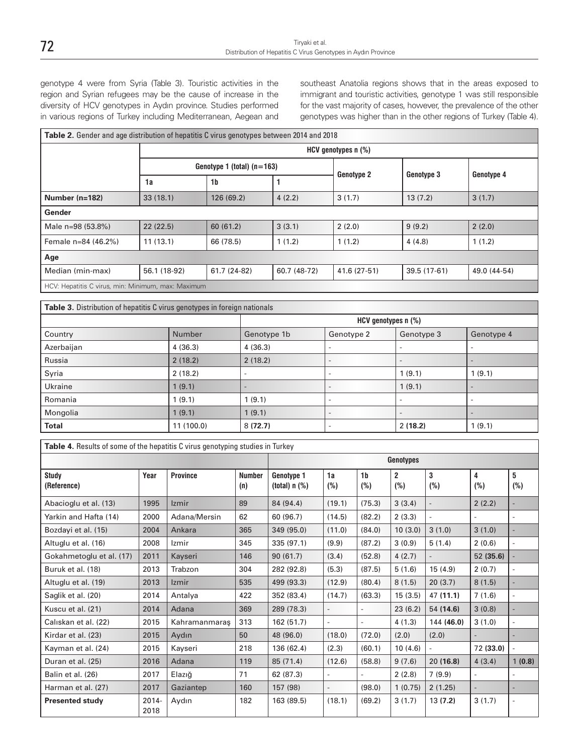genotype 4 were from Syria (Table 3). Touristic activities in the region and Syrian refugees may be the cause of increase in the diversity of HCV genotypes in Aydın province. Studies performed in various regions of Turkey including Mediterranean, Aegean and southeast Anatolia regions shows that in the areas exposed to immigrant and touristic activities, genotype 1 was still responsible for the vast majority of cases, however, the prevalence of the other genotypes was higher than in the other regions of Turkey (Table 4).

**Table 2.** Gender and age distribution of hepatitis C virus genotypes between 2014 and 2018

| | HCV genotypes n (%) | | | | | |
|---|---|---|---|---|---|---|
| | Genotype 1 (total) (n=163) | | | Genotype 2 | Genotype 3 | Genotype 4 |
| | 1a | 1b | 1 | | | |
| **Number (n=182)** | 33 (18.1) | 126 (69.2) | 4 (2.2) | 3 (1.7) | 13 (7.2) | 3 (1.7) |
| **Gender** | | | | | | |
| Male n=98 (53.8%) | 22 (22.5) | 60 (61.2) | 3 (3.1) | 2 (2.0) | 9 (9.2) | 2 (2.0) |
| Female n=84 (46.2%) | 11 (13.1) | 66 (78.5) | 1 (1.2) | 1 (1.2) | 4 (4.8) | 1 (1.2) |
| **Age** | | | | | | |
| Median (min-max) | 56.1 (18-92) | 61.7 (24-82) | 60.7 (48-72) | 41.6 (27-51) | 39.5 (17-61) | 49.0 (44-54) |

HCV: Hepatitis C virus, min: Minimum, max: Maximum

**Table 3.** Distribution of hepatitis C virus genotypes in foreign nationals

| | | HCV genotypes n (%) | | | |
|---|---|---|---|---|---|
| Country | Number | Genotype 1b | Genotype 2 | Genotype 3 | Genotype 4 |
| Azerbaijan | 4 (36.3) | 4 (36.3) | - | - | - |
| Russia | 2 (18.2) | 2 (18.2) | - | - | - |
| Syria | 2 (18.2) | - | - | 1 (9.1) | 1 (9.1) |
| Ukraine | 1 (9.1) | - | - | 1 (9.1) | - |
| Romania | 1 (9.1) | 1 (9.1) | - | - | - |
| Mongolia | 1 (9.1) | 1 (9.1) | - | - | - |
| **Total** | 11 (100.0) | 8 **(72.7)** | - | 2 **(18.2)** | 1 (9.1) |

**Table 4.** Results of some of the hepatitis C virus genotyping studies in Turkey

| | | | | Genotypes | | | | | | |
|---|---|---|---|---|---|---|---|---|---|---|
| **Study (Reference)** | **Year** | **Province** | **Number (n)** | **Genotype 1 (total) n (%)** | **1a (%)** | **1b (%)** | **2 (%)** | **3 (%)** | **4 (%)** | **5 (%)** |
| Abacioglu et al. (13) | 1995 | Izmir | 89 | 84 (94.4) | (19.1) | (75.3) | 3 (3.4) | - | 2 (2.2) | - |
| Yarkin and Hafta (14) | 2000 | Adana/Mersin | 62 | 60 (96.7) | (14.5) | (82.2) | 2 (3.3) | - | - | - |
| Bozdayi et al. (15) | 2004 | Ankara | 365 | 349 (95.0) | (11.0) | (84.0) | 10 (3.0) | 3 (1.0) | 3 (1.0) | - |
| Altuglu et al. (16) | 2008 | Izmir | 345 | 335 (97.1) | (9.9) | (87.2) | 3 (0.9) | 5 (1.4) | 2 (0.6) | - |
| Gokahmetoglu et al. (17) | 2011 | Kayseri | 146 | 90 (61.7) | (3.4) | (52.8) | 4 (2.7) | - | 52 **(35.6)** | - |
| Buruk et al. (18) | 2013 | Trabzon | 304 | 282 (92.8) | (5.3) | (87.5) | 5 (1.6) | 15 (4.9) | 2 (0.7) | - |
| Altuglu et al. (19) | 2013 | Izmir | 535 | 499 (93.3) | (12.9) | (80.4) | 8 (1.5) | 20 (3.7) | 8 (1.5) | - |
| Saglik et al. (20) | 2014 | Antalya | 422 | 352 (83.4) | (14.7) | (63.3) | 15 (3.5) | 47 **(11.1)** | 7 (1.6) | - |
| Kuscu et al. (21) | 2014 | Adana | 369 | 289 (78.3) | - | - | 23 (6.2) | 54 **(14.6)** | 3 (0.8) | - |
| Calıskan et al. (22) | 2015 | Kahramanmaraş | 313 | 162 (51.7) | - | - | 4 (1.3) | 144 **(46.0)** | 3 (1.0) | - |
| Kirdar et al. (23) | 2015 | Aydın | 50 | 48 (96.0) | (18.0) | (72.0) | (2.0) | (2.0) | - | - |
| Kayman et al. (24) | 2015 | Kayseri | 218 | 136 (62.4) | (2.3) | (60.1) | 10 (4.6) | - | 72 **(33.0)** | - |
| Duran et al. (25) | 2016 | Adana | 119 | 85 (71.4) | (12.6) | (58.8) | 9 (7.6) | 20 **(16.8)** | 4 (3.4) | 1 **(0.8)** |
| Balin et al. (26) | 2017 | Elazığ | 71 | 62 (87.3) | - | - | 2 (2.8) | 7 (9.9) | - | - |
| Harman et al. (27) | 2017 | Gaziantep | 160 | 157 (98) | - | (98.0) | 1 (0.75) | 2 (1.25) | - | - |
| **Presented study** | 2014-2018 | Aydın | 182 | 163 (89.5) | (18.1) | (69.2) | 3 (1.7) | 13 **(7.2)** | 3 (1.7) | - |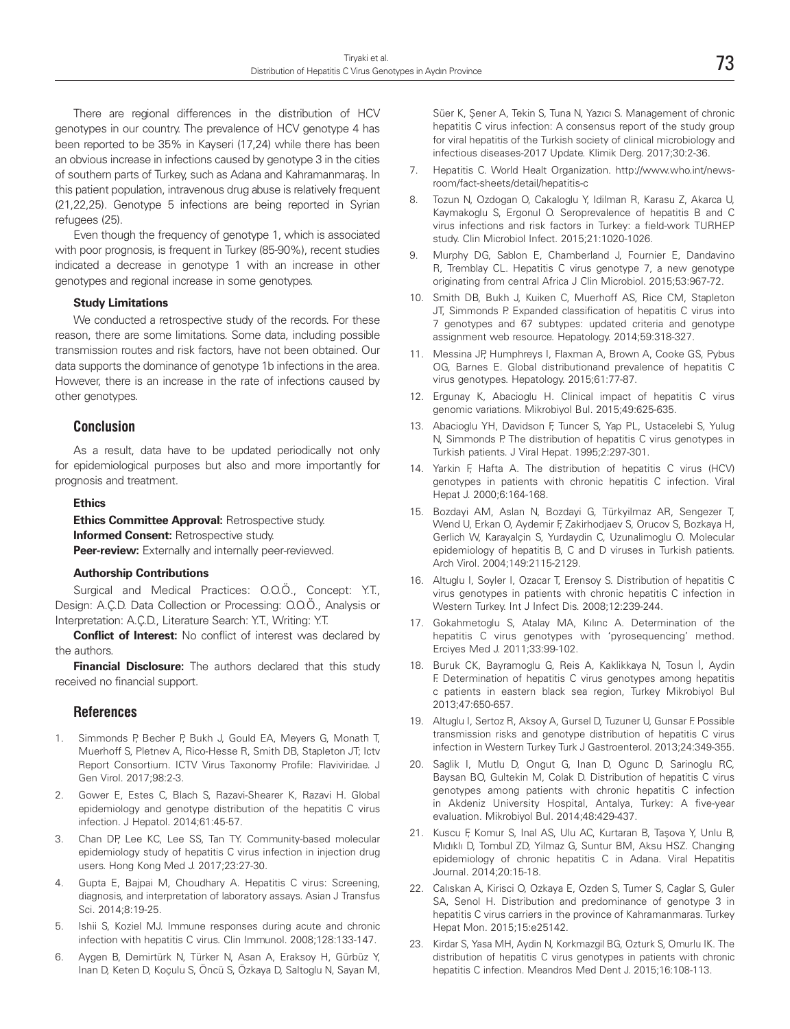There are regional differences in the distribution of HCV genotypes in our country. The prevalence of HCV genotype 4 has been reported to be 35% in Kayseri (17,24) while there has been an obvious increase in infections caused by genotype 3 in the cities of southern parts of Turkey, such as Adana and Kahramanmaraş. In this patient population, intravenous drug abuse is relatively frequent (21,22,25). Genotype 5 infections are being reported in Syrian refugees (25).

Even though the frequency of genotype 1, which is associated with poor prognosis, is frequent in Turkey (85-90%), recent studies indicated a decrease in genotype 1 with an increase in other genotypes and regional increase in some genotypes.

### Study Limitations

We conducted a retrospective study of the records. For these reason, there are some limitations. Some data, including possible transmission routes and risk factors, have not been obtained. Our data supports the dominance of genotype 1b infections in the area. However, there is an increase in the rate of infections caused by other genotypes.

## Conclusion

As a result, data have to be updated periodically not only for epidemiological purposes but also and more importantly for prognosis and treatment.

### Ethics

**Ethics Committee Approval:** Retrospective study.
**Informed Consent:** Retrospective study.
**Peer-review:** Externally and internally peer-reviewed.

### Authorship Contributions

Surgical and Medical Practices: O.O.Ö., Concept: Y.T., Design: A.Ç.D. Data Collection or Processing: O.O.Ö., Analysis or Interpretation: A.Ç.D., Literature Search: Y.T., Writing: Y.T.

**Conflict of Interest:** No conflict of interest was declared by the authors.

**Financial Disclosure:** The authors declared that this study received no financial support.

## References

1. Simmonds P, Becher P, Bukh J, Gould EA, Meyers G, Monath T, Muerhoff S, Pletnev A, Rico-Hesse R, Smith DB, Stapleton JT; Ictv Report Consortium. ICTV Virus Taxonomy Profile: Flaviviridae. J Gen Virol. 2017;98:2-3.
2. Gower E, Estes C, Blach S, Razavi-Shearer K, Razavi H. Global epidemiology and genotype distribution of the hepatitis C virus infection. J Hepatol. 2014;61:45-57.
3. Chan DP, Lee KC, Lee SS, Tan TY. Community-based molecular epidemiology study of hepatitis C virus infection in injection drug users. Hong Kong Med J. 2017;23:27-30.
4. Gupta E, Bajpai M, Choudhary A. Hepatitis C virus: Screening, diagnosis, and interpretation of laboratory assays. Asian J Transfus Sci. 2014;8:19-25.
5. Ishii S, Koziel MJ. Immune responses during acute and chronic infection with hepatitis C virus. Clin Immunol. 2008;128:133-147.
6. Aygen B, Demirtürk N, Türker N, Asan A, Eraksoy H, Gürbüz Y, Inan D, Keten D, Koçulu S, Öncü S, Özkaya D, Saltoglu N, Sayan M, Süer K, Şener A, Tekin S, Tuna N, Yazıcı S. Management of chronic hepatitis C virus infection: A consensus report of the study group for viral hepatitis of the Turkish society of clinical microbiology and infectious diseases-2017 Update. Klimik Derg. 2017;30:2-36.
7. Hepatitis C. World Healt Organization. http://www.who.int/news-room/fact-sheets/detail/hepatitis-c
8. Tozun N, Ozdogan O, Cakaloglu Y, Idilman R, Karasu Z, Akarca U, Kaymakoglu S, Ergonul O. Seroprevalence of hepatitis B and C virus infections and risk factors in Turkey: a field-work TURHEP study. Clin Microbiol Infect. 2015;21:1020-1026.
9. Murphy DG, Sablon E, Chamberland J, Fournier E, Dandavino R, Tremblay CL. Hepatitis C virus genotype 7, a new genotype originating from central Africa J Clin Microbiol. 2015;53:967-72.
10. Smith DB, Bukh J, Kuiken C, Muerhoff AS, Rice CM, Stapleton JT, Simmonds P. Expanded classification of hepatitis C virus into 7 genotypes and 67 subtypes: updated criteria and genotype assignment web resource. Hepatology. 2014;59:318-327.
11. Messina JP, Humphreys I, Flaxman A, Brown A, Cooke GS, Pybus OG, Barnes E. Global distributionand prevalence of hepatitis C virus genotypes. Hepatology. 2015;61:77-87.
12. Ergunay K, Abacioglu H. Clinical impact of hepatitis C virus genomic variations. Mikrobiyol Bul. 2015;49:625-635.
13. Abacioglu YH, Davidson F, Tuncer S, Yap PL, Ustacelebi S, Yulug N, Simmonds P. The distribution of hepatitis C virus genotypes in Turkish patients. J Viral Hepat. 1995;2:297-301.
14. Yarkin F, Hafta A. The distribution of hepatitis C virus (HCV) genotypes in patients with chronic hepatitis C infection. Viral Hepat J. 2000;6:164-168.
15. Bozdayi AM, Aslan N, Bozdayi G, Türkyilmaz AR, Sengezer T, Wend U, Erkan O, Aydemir F, Zakirhodjaev S, Orucov S, Bozkaya H, Gerlich W, Karayalçin S, Yurdaydin C, Uzunalimoglu O. Molecular epidemiology of hepatitis B, C and D viruses in Turkish patients. Arch Virol. 2004;149:2115-2129.
16. Altuglu I, Soyler I, Ozacar T, Erensoy S. Distribution of hepatitis C virus genotypes in patients with chronic hepatitis C infection in Western Turkey. Int J Infect Dis. 2008;12:239-244.
17. Gokahmetoglu S, Atalay MA, Kılınc A. Determination of the hepatitis C virus genotypes with 'pyrosequencing' method. Erciyes Med J. 2011;33:99-102.
18. Buruk CK, Bayramoglu G, Reis A, Kaklikkaya N, Tosun İ, Aydin F. Determination of hepatitis C virus genotypes among hepatitis c patients in eastern black sea region, Turkey Mikrobiyol Bul 2013;47:650-657.
19. Altuglu I, Sertoz R, Aksoy A, Gursel D, Tuzuner U, Gunsar F. Possible transmission risks and genotype distribution of hepatitis C virus infection in Western Turkey Turk J Gastroenterol. 2013;24:349-355.
20. Saglik I, Mutlu D, Ongut G, Inan D, Ogunc D, Sarinoglu RC, Baysan BO, Gultekin M, Colak D. Distribution of hepatitis C virus genotypes among patients with chronic hepatitis C infection in Akdeniz University Hospital, Antalya, Turkey: A five-year evaluation. Mikrobiyol Bul. 2014;48:429-437.
21. Kuscu F, Komur S, Inal AS, Ulu AC, Kurtaran B, Taşova Y, Unlu B, Mıdıklı D, Tombul ZD, Yilmaz G, Suntur BM, Aksu HSZ. Changing epidemiology of chronic hepatitis C in Adana. Viral Hepatitis Journal. 2014;20:15-18.
22. Calıskan A, Kirisci O, Ozkaya E, Ozden S, Tumer S, Caglar S, Guler SA, Senol H. Distribution and predominance of genotype 3 in hepatitis C virus carriers in the province of Kahramanmaras. Turkey Hepat Mon. 2015;15:e25142.
23. Kirdar S, Yasa MH, Aydin N, Korkmazgil BG, Ozturk S, Omurlu IK. The distribution of hepatitis C virus genotypes in patients with chronic hepatitis C infection. Meandros Med Dent J. 2015;16:108-113.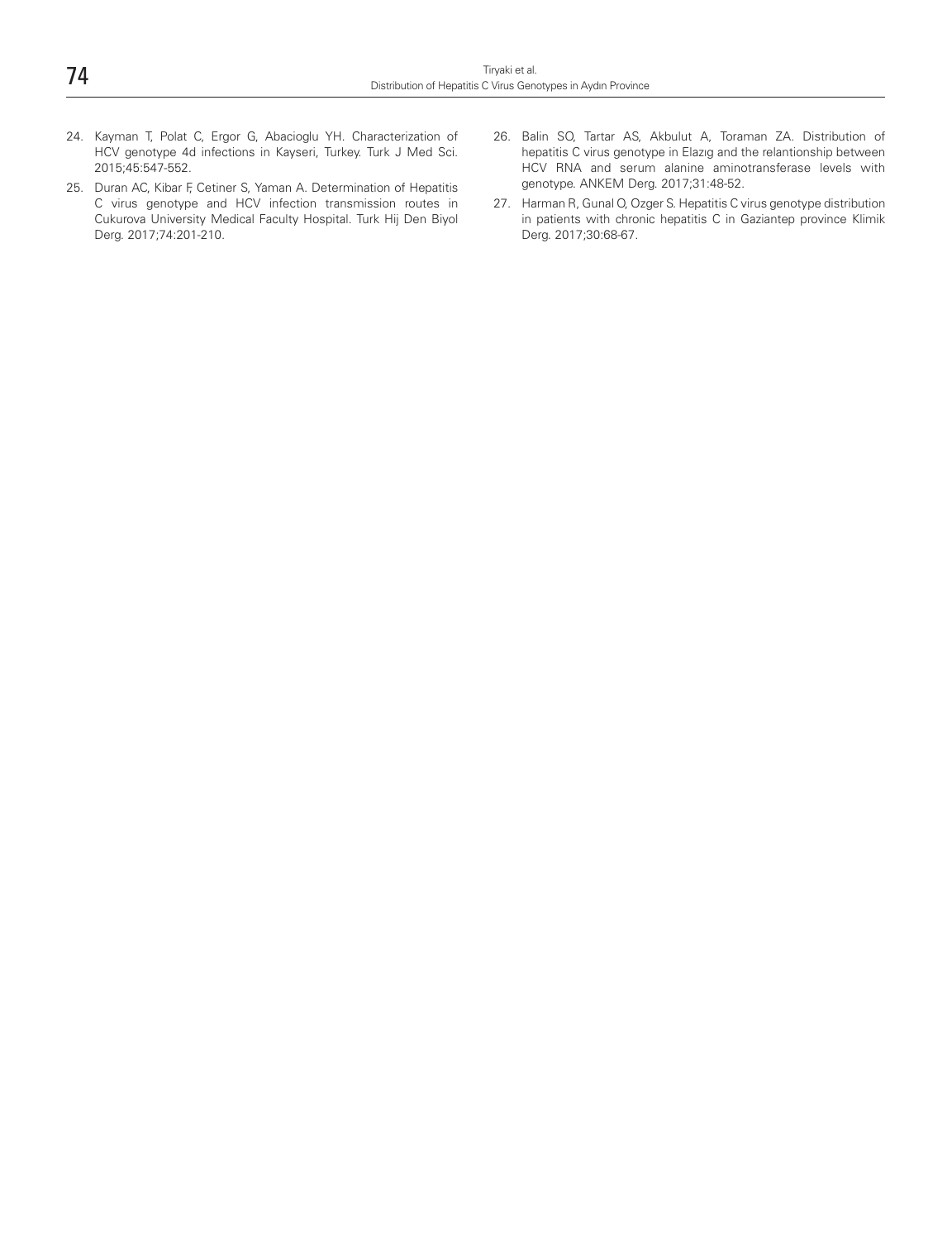24. Kayman T, Polat C, Ergor G, Abacioglu YH. Characterization of HCV genotype 4d infections in Kayseri, Turkey. Turk J Med Sci. 2015;45:547-552.
25. Duran AC, Kibar F, Cetiner S, Yaman A. Determination of Hepatitis C virus genotype and HCV infection transmission routes in Cukurova University Medical Faculty Hospital. Turk Hij Den Biyol Derg. 2017;74:201-210.
26. Balin SO, Tartar AS, Akbulut A, Toraman ZA. Distribution of hepatitis C virus genotype in Elazıg and the relantionship between HCV RNA and serum alanine aminotransferase levels with genotype. ANKEM Derg. 2017;31:48-52.
27. Harman R, Gunal O, Ozger S. Hepatitis C virus genotype distribution in patients with chronic hepatitis C in Gaziantep province Klimik Derg. 2017;30:68-67.